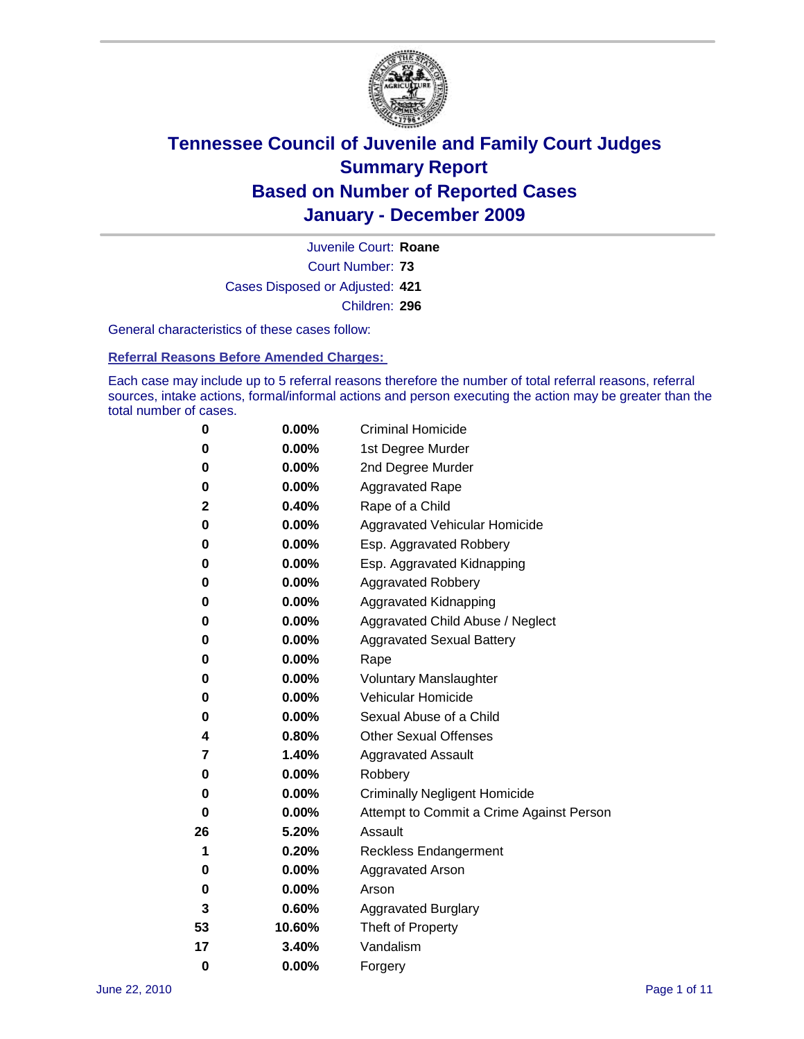# Tennessee Council of Juvenile and Family Court Judges
## Summary Report
## Based on Number of Reported Cases
## January - December 2009

Juvenile Court: **Roane**
Court Number: **73**
Cases Disposed or Adjusted: **421**
Children: **296**

General characteristics of these cases follow:

### Referral Reasons Before Amended Charges:

Each case may include up to 5 referral reasons therefore the number of total referral reasons, referral sources, intake actions, formal/informal actions and person executing the action may be greater than the total number of cases.

| Count | Percent | Referral Reason |
|---|---|---|
| 0 | 0.00% | Criminal Homicide |
| 0 | 0.00% | 1st Degree Murder |
| 0 | 0.00% | 2nd Degree Murder |
| 0 | 0.00% | Aggravated Rape |
| 2 | 0.40% | Rape of a Child |
| 0 | 0.00% | Aggravated Vehicular Homicide |
| 0 | 0.00% | Esp. Aggravated Robbery |
| 0 | 0.00% | Esp. Aggravated Kidnapping |
| 0 | 0.00% | Aggravated Robbery |
| 0 | 0.00% | Aggravated Kidnapping |
| 0 | 0.00% | Aggravated Child Abuse / Neglect |
| 0 | 0.00% | Aggravated Sexual Battery |
| 0 | 0.00% | Rape |
| 0 | 0.00% | Voluntary Manslaughter |
| 0 | 0.00% | Vehicular Homicide |
| 0 | 0.00% | Sexual Abuse of a Child |
| 4 | 0.80% | Other Sexual Offenses |
| 7 | 1.40% | Aggravated Assault |
| 0 | 0.00% | Robbery |
| 0 | 0.00% | Criminally Negligent Homicide |
| 0 | 0.00% | Attempt to Commit a Crime Against Person |
| 26 | 5.20% | Assault |
| 1 | 0.20% | Reckless Endangerment |
| 0 | 0.00% | Aggravated Arson |
| 0 | 0.00% | Arson |
| 3 | 0.60% | Aggravated Burglary |
| 53 | 10.60% | Theft of Property |
| 17 | 3.40% | Vandalism |
| 0 | 0.00% | Forgery |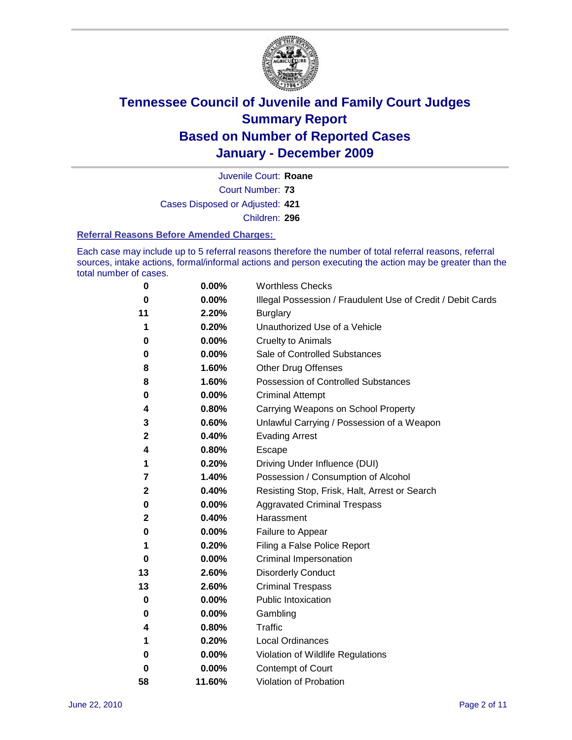# Tennessee Council of Juvenile and Family Court Judges
# Summary Report
# Based on Number of Reported Cases
# January - December 2009

Juvenile Court: **Roane**

Court Number: **73**

Cases Disposed or Adjusted: **421**

Children: **296**

### Referral Reasons Before Amended Charges:

Each case may include up to 5 referral reasons therefore the number of total referral reasons, referral sources, intake actions, formal/informal actions and person executing the action may be greater than the total number of cases.

| | | |
|---|---|---|
| 0 | 0.00% | Worthless Checks |
| 0 | 0.00% | Illegal Possession / Fraudulent Use of Credit / Debit Cards |
| 11 | 2.20% | Burglary |
| 1 | 0.20% | Unauthorized Use of a Vehicle |
| 0 | 0.00% | Cruelty to Animals |
| 0 | 0.00% | Sale of Controlled Substances |
| 8 | 1.60% | Other Drug Offenses |
| 8 | 1.60% | Possession of Controlled Substances |
| 0 | 0.00% | Criminal Attempt |
| 4 | 0.80% | Carrying Weapons on School Property |
| 3 | 0.60% | Unlawful Carrying / Possession of a Weapon |
| 2 | 0.40% | Evading Arrest |
| 4 | 0.80% | Escape |
| 1 | 0.20% | Driving Under Influence (DUI) |
| 7 | 1.40% | Possession / Consumption of Alcohol |
| 2 | 0.40% | Resisting Stop, Frisk, Halt, Arrest or Search |
| 0 | 0.00% | Aggravated Criminal Trespass |
| 2 | 0.40% | Harassment |
| 0 | 0.00% | Failure to Appear |
| 1 | 0.20% | Filing a False Police Report |
| 0 | 0.00% | Criminal Impersonation |
| 13 | 2.60% | Disorderly Conduct |
| 13 | 2.60% | Criminal Trespass |
| 0 | 0.00% | Public Intoxication |
| 0 | 0.00% | Gambling |
| 4 | 0.80% | Traffic |
| 1 | 0.20% | Local Ordinances |
| 0 | 0.00% | Violation of Wildlife Regulations |
| 0 | 0.00% | Contempt of Court |
| 58 | 11.60% | Violation of Probation |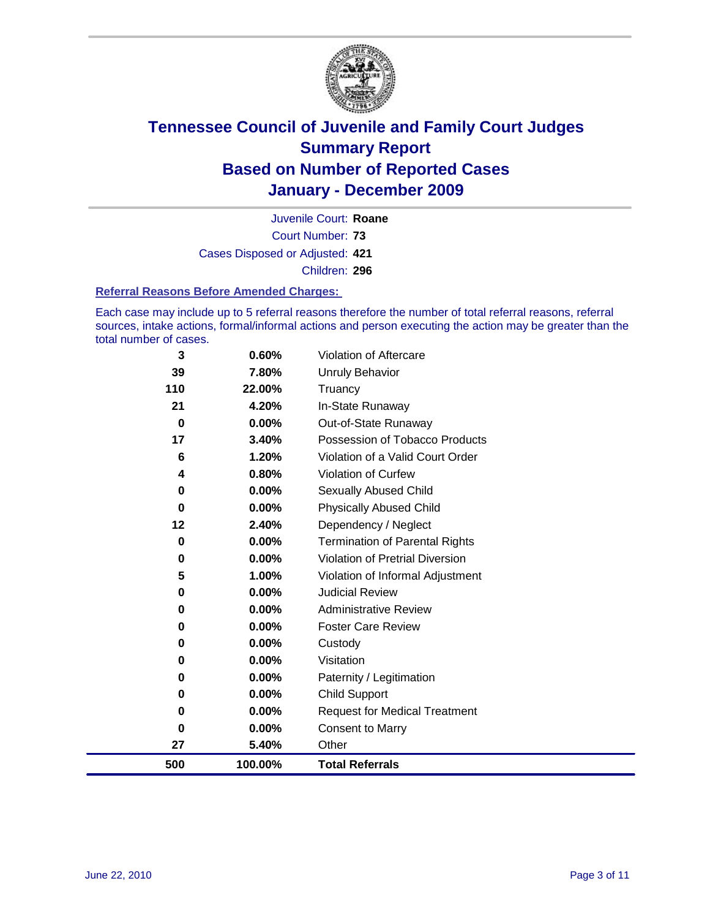# Tennessee Council of Juvenile and Family Court Judges
## Summary Report
## Based on Number of Reported Cases
## January - December 2009

Juvenile Court: **Roane**

Court Number: **73**

Cases Disposed or Adjusted: **421**

Children: **296**

### Referral Reasons Before Amended Charges:

Each case may include up to 5 referral reasons therefore the number of total referral reasons, referral sources, intake actions, formal/informal actions and person executing the action may be greater than the total number of cases.

| Count | Percent | Referral Reason |
|---|---|---|
| 3 | 0.60% | Violation of Aftercare |
| 39 | 7.80% | Unruly Behavior |
| 110 | 22.00% | Truancy |
| 21 | 4.20% | In-State Runaway |
| 0 | 0.00% | Out-of-State Runaway |
| 17 | 3.40% | Possession of Tobacco Products |
| 6 | 1.20% | Violation of a Valid Court Order |
| 4 | 0.80% | Violation of Curfew |
| 0 | 0.00% | Sexually Abused Child |
| 0 | 0.00% | Physically Abused Child |
| 12 | 2.40% | Dependency / Neglect |
| 0 | 0.00% | Termination of Parental Rights |
| 0 | 0.00% | Violation of Pretrial Diversion |
| 5 | 1.00% | Violation of Informal Adjustment |
| 0 | 0.00% | Judicial Review |
| 0 | 0.00% | Administrative Review |
| 0 | 0.00% | Foster Care Review |
| 0 | 0.00% | Custody |
| 0 | 0.00% | Visitation |
| 0 | 0.00% | Paternity / Legitimation |
| 0 | 0.00% | Child Support |
| 0 | 0.00% | Request for Medical Treatment |
| 0 | 0.00% | Consent to Marry |
| 27 | 5.40% | Other |
| **500** | **100.00%** | **Total Referrals** |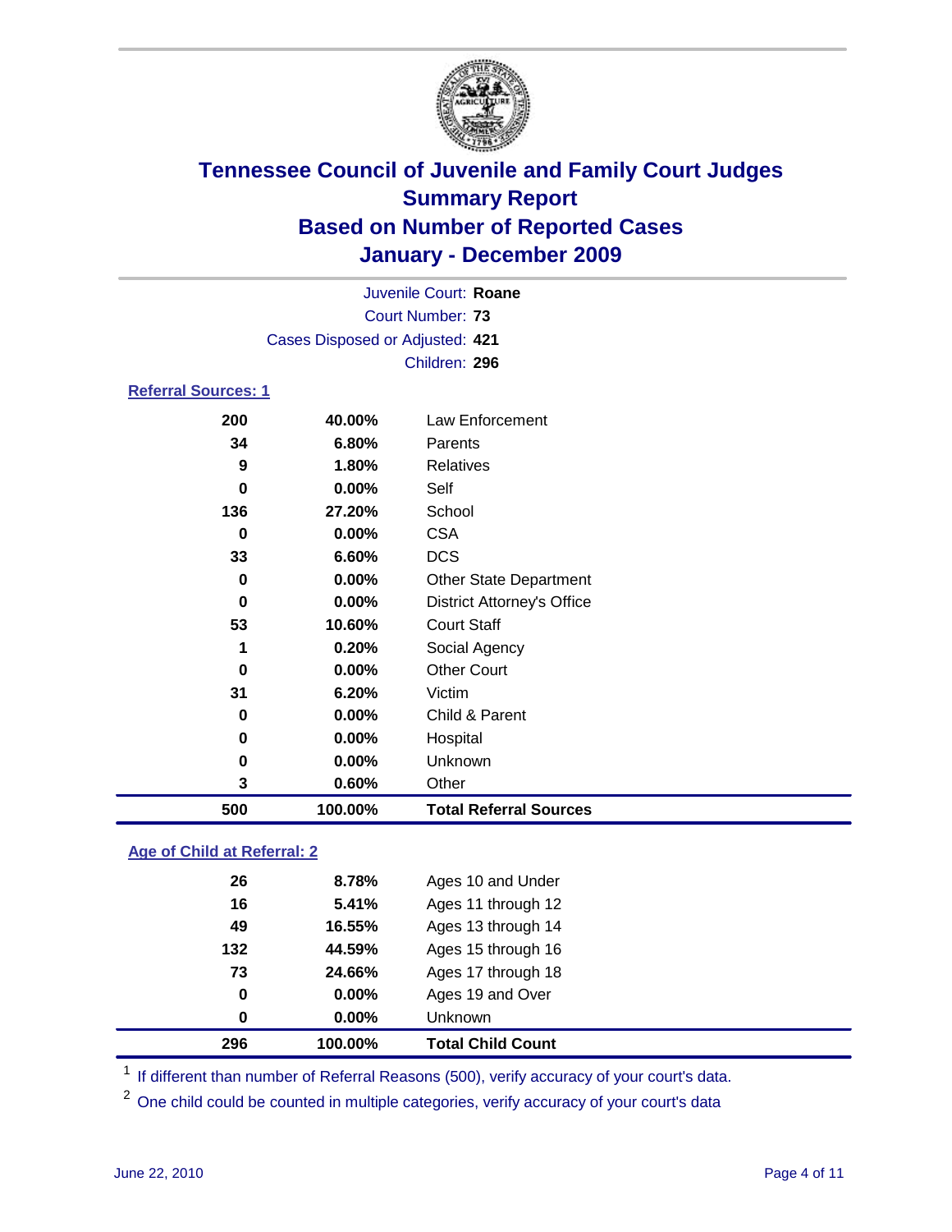# Tennessee Council of Juvenile and Family Court Judges
## Summary Report
## Based on Number of Reported Cases
## January - December 2009

Juvenile Court: **Roane**

Court Number: **73**

Cases Disposed or Adjusted: **421**

Children: **296**

### Referral Sources: 1

| | | |
|---|---|---|
| 200 | 40.00% | Law Enforcement |
| 34 | 6.80% | Parents |
| 9 | 1.80% | Relatives |
| 0 | 0.00% | Self |
| 136 | 27.20% | School |
| 0 | 0.00% | CSA |
| 33 | 6.60% | DCS |
| 0 | 0.00% | Other State Department |
| 0 | 0.00% | District Attorney's Office |
| 53 | 10.60% | Court Staff |
| 1 | 0.20% | Social Agency |
| 0 | 0.00% | Other Court |
| 31 | 6.20% | Victim |
| 0 | 0.00% | Child & Parent |
| 0 | 0.00% | Hospital |
| 0 | 0.00% | Unknown |
| 3 | 0.60% | Other |
| **500** | **100.00%** | **Total Referral Sources** |

### Age of Child at Referral: 2

| | | |
|---|---|---|
| 26 | 8.78% | Ages 10 and Under |
| 16 | 5.41% | Ages 11 through 12 |
| 49 | 16.55% | Ages 13 through 14 |
| 132 | 44.59% | Ages 15 through 16 |
| 73 | 24.66% | Ages 17 through 18 |
| 0 | 0.00% | Ages 19 and Over |
| 0 | 0.00% | Unknown |
| **296** | **100.00%** | **Total Child Count** |

[1] If different than number of Referral Reasons (500), verify accuracy of your court's data.

[2] One child could be counted in multiple categories, verify accuracy of your court's data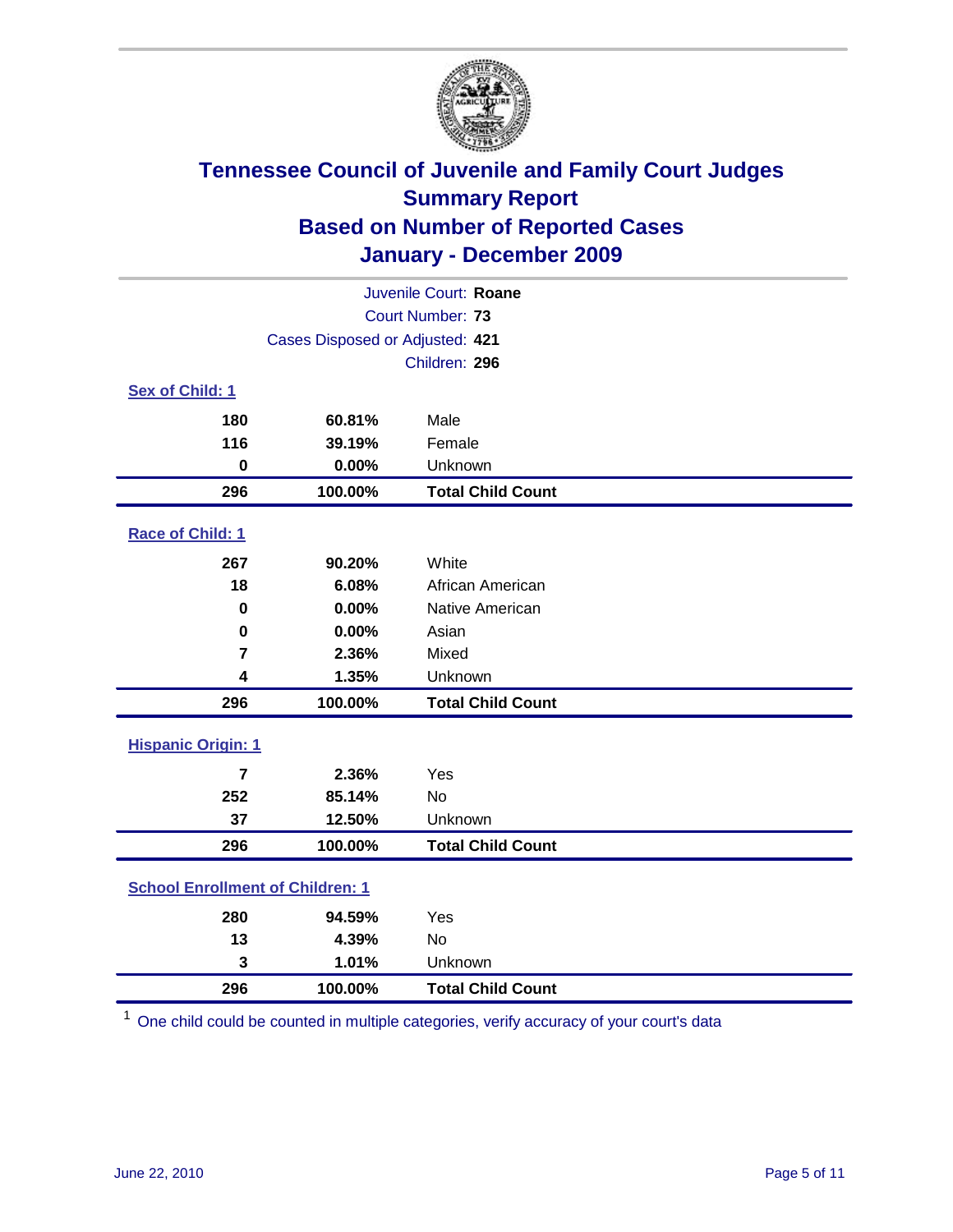# Tennessee Council of Juvenile and Family Court Judges
## Summary Report
## Based on Number of Reported Cases
## January - December 2009

Juvenile Court: **Roane**
Court Number: **73**
Cases Disposed or Adjusted: **421**
Children: **296**

### Sex of Child: 1

| Count | Percent | Category |
|---|---|---|
| 180 | 60.81% | Male |
| 116 | 39.19% | Female |
| 0 | 0.00% | Unknown |
| **296** | **100.00%** | **Total Child Count** |

### Race of Child: 1

| Count | Percent | Category |
|---|---|---|
| 267 | 90.20% | White |
| 18 | 6.08% | African American |
| 0 | 0.00% | Native American |
| 0 | 0.00% | Asian |
| 7 | 2.36% | Mixed |
| 4 | 1.35% | Unknown |
| **296** | **100.00%** | **Total Child Count** |

### Hispanic Origin: 1

| Count | Percent | Category |
|---|---|---|
| 7 | 2.36% | Yes |
| 252 | 85.14% | No |
| 37 | 12.50% | Unknown |
| **296** | **100.00%** | **Total Child Count** |

### School Enrollment of Children: 1

| Count | Percent | Category |
|---|---|---|
| 280 | 94.59% | Yes |
| 13 | 4.39% | No |
| 3 | 1.01% | Unknown |
| **296** | **100.00%** | **Total Child Count** |

[1] One child could be counted in multiple categories, verify accuracy of your court's data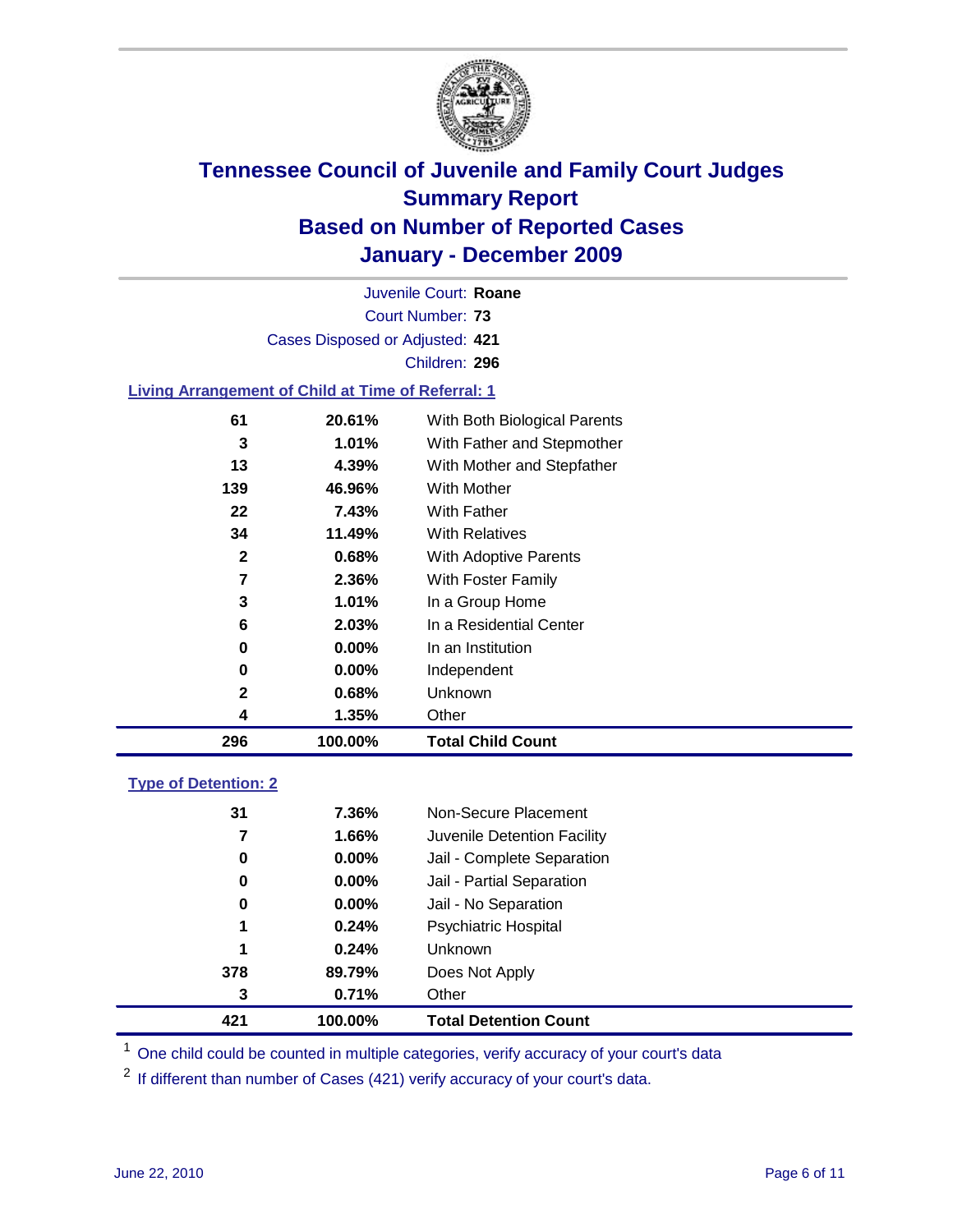# Tennessee Council of Juvenile and Family Court Judges
## Summary Report
## Based on Number of Reported Cases
## January - December 2009

Juvenile Court: **Roane**
Court Number: **73**
Cases Disposed or Adjusted: **421**
Children: **296**

### Living Arrangement of Child at Time of Referral: 1

| | | |
|---|---|---|
| 61 | 20.61% | With Both Biological Parents |
| 3 | 1.01% | With Father and Stepmother |
| 13 | 4.39% | With Mother and Stepfather |
| 139 | 46.96% | With Mother |
| 22 | 7.43% | With Father |
| 34 | 11.49% | With Relatives |
| 2 | 0.68% | With Adoptive Parents |
| 7 | 2.36% | With Foster Family |
| 3 | 1.01% | In a Group Home |
| 6 | 2.03% | In a Residential Center |
| 0 | 0.00% | In an Institution |
| 0 | 0.00% | Independent |
| 2 | 0.68% | Unknown |
| 4 | 1.35% | Other |
| **296** | **100.00%** | **Total Child Count** |

### Type of Detention: 2

| | | |
|---|---|---|
| 31 | 7.36% | Non-Secure Placement |
| 7 | 1.66% | Juvenile Detention Facility |
| 0 | 0.00% | Jail - Complete Separation |
| 0 | 0.00% | Jail - Partial Separation |
| 0 | 0.00% | Jail - No Separation |
| 1 | 0.24% | Psychiatric Hospital |
| 1 | 0.24% | Unknown |
| 378 | 89.79% | Does Not Apply |
| 3 | 0.71% | Other |
| **421** | **100.00%** | **Total Detention Count** |

[1] One child could be counted in multiple categories, verify accuracy of your court's data

[2] If different than number of Cases (421) verify accuracy of your court's data.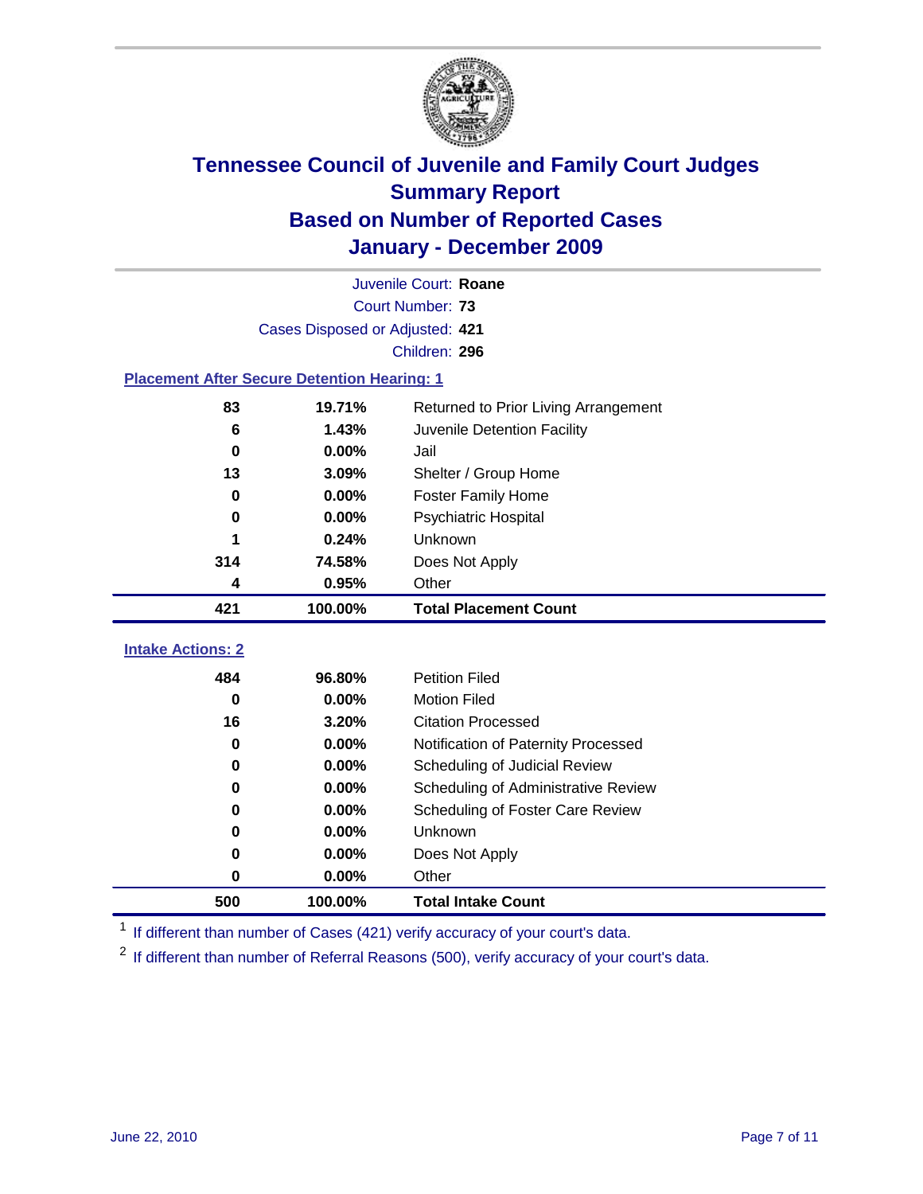# Tennessee Council of Juvenile and Family Court Judges
## Summary Report
## Based on Number of Reported Cases
## January - December 2009

Juvenile Court: **Roane**

Court Number: **73**

Cases Disposed or Adjusted: **421**

Children: **296**

### Placement After Secure Detention Hearing: 1

| Count | Percent | Placement |
|---|---|---|
| 83 | 19.71% | Returned to Prior Living Arrangement |
| 6 | 1.43% | Juvenile Detention Facility |
| 0 | 0.00% | Jail |
| 13 | 3.09% | Shelter / Group Home |
| 0 | 0.00% | Foster Family Home |
| 0 | 0.00% | Psychiatric Hospital |
| 1 | 0.24% | Unknown |
| 314 | 74.58% | Does Not Apply |
| 4 | 0.95% | Other |
| **421** | **100.00%** | **Total Placement Count** |

### Intake Actions: 2

| Count | Percent | Action |
|---|---|---|
| 484 | 96.80% | Petition Filed |
| 0 | 0.00% | Motion Filed |
| 16 | 3.20% | Citation Processed |
| 0 | 0.00% | Notification of Paternity Processed |
| 0 | 0.00% | Scheduling of Judicial Review |
| 0 | 0.00% | Scheduling of Administrative Review |
| 0 | 0.00% | Scheduling of Foster Care Review |
| 0 | 0.00% | Unknown |
| 0 | 0.00% | Does Not Apply |
| 0 | 0.00% | Other |
| **500** | **100.00%** | **Total Intake Count** |

[1] If different than number of Cases (421) verify accuracy of your court's data.

[2] If different than number of Referral Reasons (500), verify accuracy of your court's data.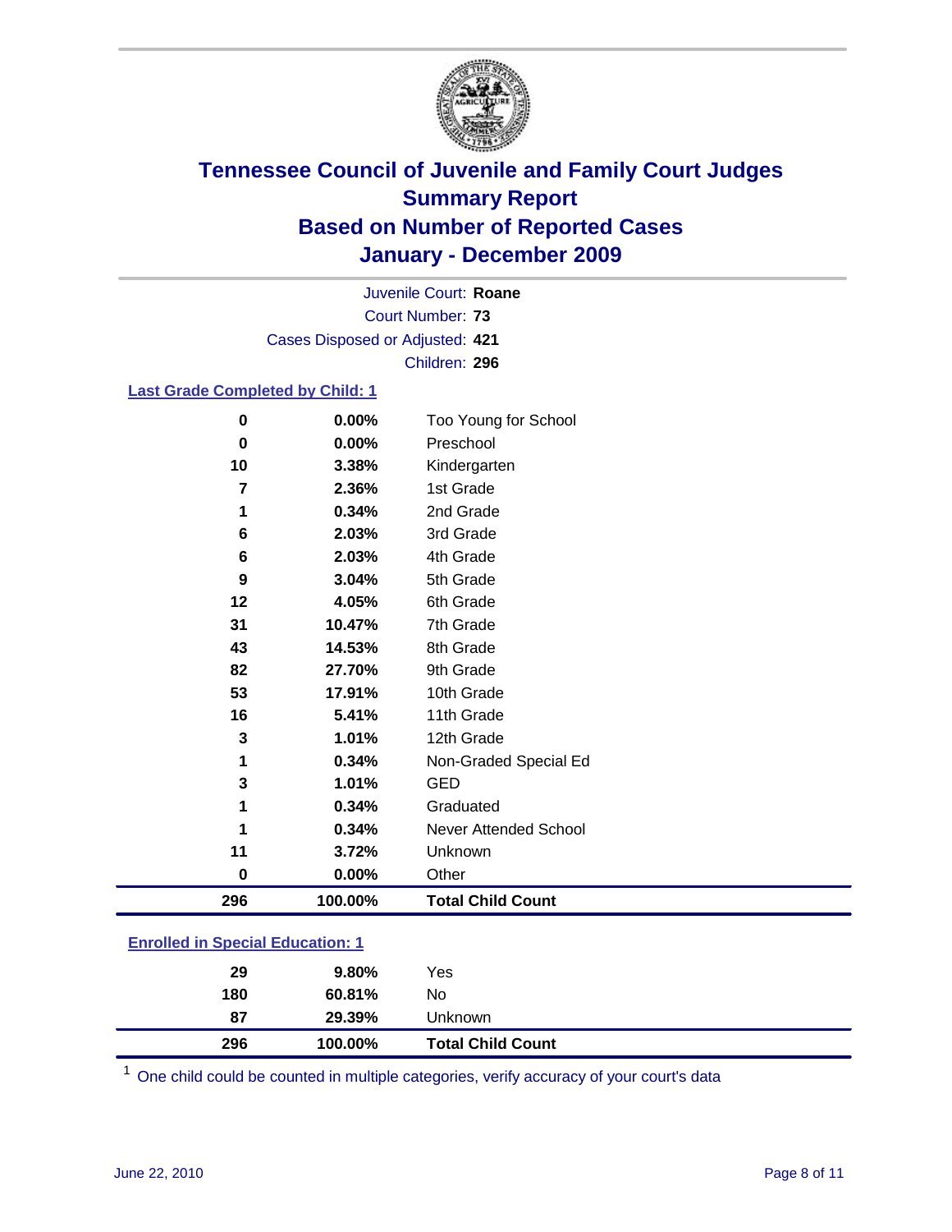# Tennessee Council of Juvenile and Family Court Judges
## Summary Report
## Based on Number of Reported Cases
## January - December 2009

Juvenile Court: **Roane**
Court Number: **73**
Cases Disposed or Adjusted: **421**
Children: **296**

### Last Grade Completed by Child: 1

| Count | Percent | Category |
|---|---|---|
| 0 | 0.00% | Too Young for School |
| 0 | 0.00% | Preschool |
| 10 | 3.38% | Kindergarten |
| 7 | 2.36% | 1st Grade |
| 1 | 0.34% | 2nd Grade |
| 6 | 2.03% | 3rd Grade |
| 6 | 2.03% | 4th Grade |
| 9 | 3.04% | 5th Grade |
| 12 | 4.05% | 6th Grade |
| 31 | 10.47% | 7th Grade |
| 43 | 14.53% | 8th Grade |
| 82 | 27.70% | 9th Grade |
| 53 | 17.91% | 10th Grade |
| 16 | 5.41% | 11th Grade |
| 3 | 1.01% | 12th Grade |
| 1 | 0.34% | Non-Graded Special Ed |
| 3 | 1.01% | GED |
| 1 | 0.34% | Graduated |
| 1 | 0.34% | Never Attended School |
| 11 | 3.72% | Unknown |
| 0 | 0.00% | Other |
| **296** | **100.00%** | **Total Child Count** |

### Enrolled in Special Education: 1

| Count | Percent | Category |
|---|---|---|
| 29 | 9.80% | Yes |
| 180 | 60.81% | No |
| 87 | 29.39% | Unknown |
| **296** | **100.00%** | **Total Child Count** |

[1] One child could be counted in multiple categories, verify accuracy of your court's data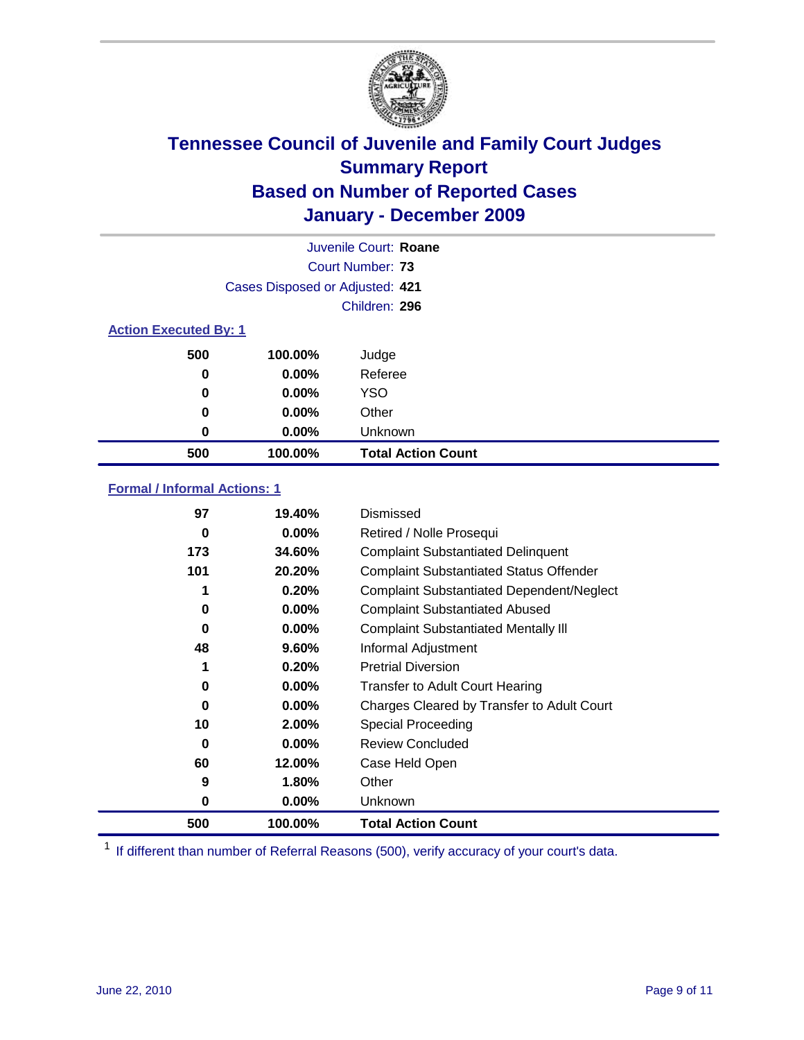# Tennessee Council of Juvenile and Family Court Judges
## Summary Report
## Based on Number of Reported Cases
## January - December 2009

Juvenile Court: **Roane**

Court Number: **73**

Cases Disposed or Adjusted: **421**

Children: **296**

### Action Executed By: 1

| | | |
|---|---|---|
| 500 | 100.00% | Judge |
| 0 | 0.00% | Referee |
| 0 | 0.00% | YSO |
| 0 | 0.00% | Other |
| 0 | 0.00% | Unknown |
| **500** | **100.00%** | **Total Action Count** |

### Formal / Informal Actions: 1

| | | |
|---|---|---|
| 97 | 19.40% | Dismissed |
| 0 | 0.00% | Retired / Nolle Prosequi |
| 173 | 34.60% | Complaint Substantiated Delinquent |
| 101 | 20.20% | Complaint Substantiated Status Offender |
| 1 | 0.20% | Complaint Substantiated Dependent/Neglect |
| 0 | 0.00% | Complaint Substantiated Abused |
| 0 | 0.00% | Complaint Substantiated Mentally Ill |
| 48 | 9.60% | Informal Adjustment |
| 1 | 0.20% | Pretrial Diversion |
| 0 | 0.00% | Transfer to Adult Court Hearing |
| 0 | 0.00% | Charges Cleared by Transfer to Adult Court |
| 10 | 2.00% | Special Proceeding |
| 0 | 0.00% | Review Concluded |
| 60 | 12.00% | Case Held Open |
| 9 | 1.80% | Other |
| 0 | 0.00% | Unknown |
| **500** | **100.00%** | **Total Action Count** |

[1] If different than number of Referral Reasons (500), verify accuracy of your court's data.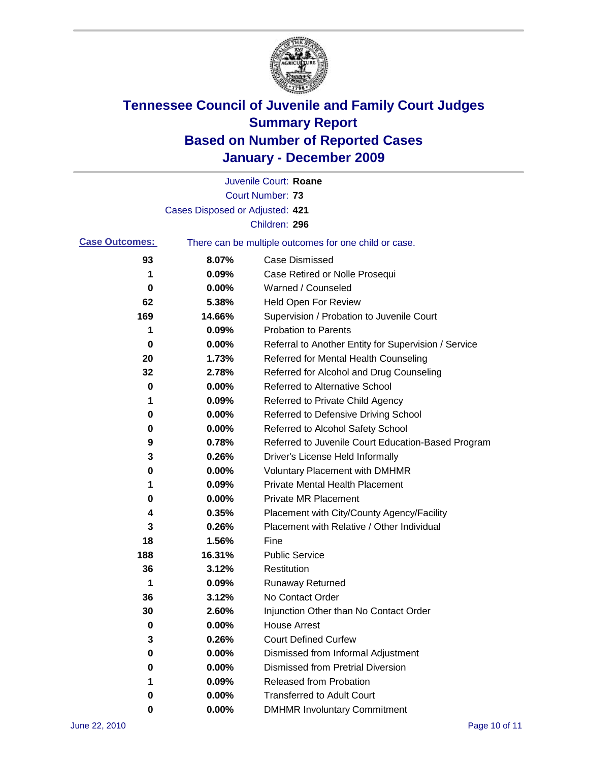# Tennessee Council of Juvenile and Family Court Judges
## Summary Report
## Based on Number of Reported Cases
## January - December 2009

Juvenile Court: **Roane**
Court Number: **73**
Cases Disposed or Adjusted: **421**
Children: **296**

**Case Outcomes:** There can be multiple outcomes for one child or case.

| | | |
|---|---|---|
| 93 | 8.07% | Case Dismissed |
| 1 | 0.09% | Case Retired or Nolle Prosequi |
| 0 | 0.00% | Warned / Counseled |
| 62 | 5.38% | Held Open For Review |
| 169 | 14.66% | Supervision / Probation to Juvenile Court |
| 1 | 0.09% | Probation to Parents |
| 0 | 0.00% | Referral to Another Entity for Supervision / Service |
| 20 | 1.73% | Referred for Mental Health Counseling |
| 32 | 2.78% | Referred for Alcohol and Drug Counseling |
| 0 | 0.00% | Referred to Alternative School |
| 1 | 0.09% | Referred to Private Child Agency |
| 0 | 0.00% | Referred to Defensive Driving School |
| 0 | 0.00% | Referred to Alcohol Safety School |
| 9 | 0.78% | Referred to Juvenile Court Education-Based Program |
| 3 | 0.26% | Driver's License Held Informally |
| 0 | 0.00% | Voluntary Placement with DMHMR |
| 1 | 0.09% | Private Mental Health Placement |
| 0 | 0.00% | Private MR Placement |
| 4 | 0.35% | Placement with City/County Agency/Facility |
| 3 | 0.26% | Placement with Relative / Other Individual |
| 18 | 1.56% | Fine |
| 188 | 16.31% | Public Service |
| 36 | 3.12% | Restitution |
| 1 | 0.09% | Runaway Returned |
| 36 | 3.12% | No Contact Order |
| 30 | 2.60% | Injunction Other than No Contact Order |
| 0 | 0.00% | House Arrest |
| 3 | 0.26% | Court Defined Curfew |
| 0 | 0.00% | Dismissed from Informal Adjustment |
| 0 | 0.00% | Dismissed from Pretrial Diversion |
| 1 | 0.09% | Released from Probation |
| 0 | 0.00% | Transferred to Adult Court |
| 0 | 0.00% | DMHMR Involuntary Commitment |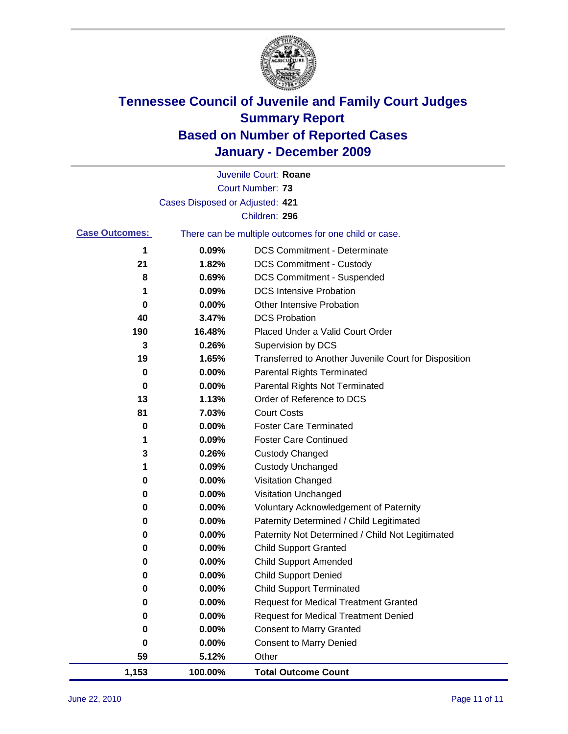# Tennessee Council of Juvenile and Family Court Judges
## Summary Report
## Based on Number of Reported Cases
## January - December 2009

Juvenile Court: **Roane**

Court Number: **73**

Cases Disposed or Adjusted: **421**

Children: **296**

**Case Outcomes:** There can be multiple outcomes for one child or case.

| | | |
|---|---|---|
| 1 | 0.09% | DCS Commitment - Determinate |
| 21 | 1.82% | DCS Commitment - Custody |
| 8 | 0.69% | DCS Commitment - Suspended |
| 1 | 0.09% | DCS Intensive Probation |
| 0 | 0.00% | Other Intensive Probation |
| 40 | 3.47% | DCS Probation |
| 190 | 16.48% | Placed Under a Valid Court Order |
| 3 | 0.26% | Supervision by DCS |
| 19 | 1.65% | Transferred to Another Juvenile Court for Disposition |
| 0 | 0.00% | Parental Rights Terminated |
| 0 | 0.00% | Parental Rights Not Terminated |
| 13 | 1.13% | Order of Reference to DCS |
| 81 | 7.03% | Court Costs |
| 0 | 0.00% | Foster Care Terminated |
| 1 | 0.09% | Foster Care Continued |
| 3 | 0.26% | Custody Changed |
| 1 | 0.09% | Custody Unchanged |
| 0 | 0.00% | Visitation Changed |
| 0 | 0.00% | Visitation Unchanged |
| 0 | 0.00% | Voluntary Acknowledgement of Paternity |
| 0 | 0.00% | Paternity Determined / Child Legitimated |
| 0 | 0.00% | Paternity Not Determined / Child Not Legitimated |
| 0 | 0.00% | Child Support Granted |
| 0 | 0.00% | Child Support Amended |
| 0 | 0.00% | Child Support Denied |
| 0 | 0.00% | Child Support Terminated |
| 0 | 0.00% | Request for Medical Treatment Granted |
| 0 | 0.00% | Request for Medical Treatment Denied |
| 0 | 0.00% | Consent to Marry Granted |
| 0 | 0.00% | Consent to Marry Denied |
| 59 | 5.12% | Other |
| **1,153** | **100.00%** | **Total Outcome Count** |

June 22, 2010